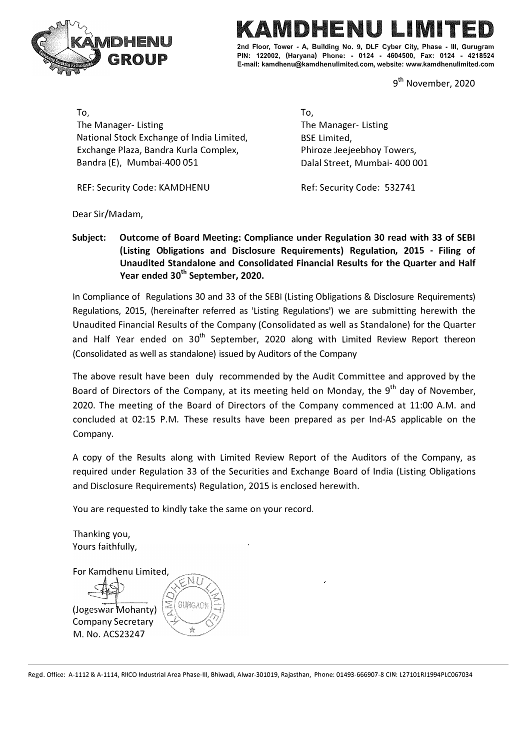# KAMDHENU LIMITED

2nd Floor, Tower - A, Building No. 9, DLF Cyber City, Phase - III, Gurugram PIN: 122002, (Haryana) Phone: - 0124 - 4604500, Fax: 0124 - 4218524
E-mail: kamdhenu@kamdhenulimited.com, website: www.kamdhenulimited.com

9th November, 2020

To,
The Manager- Listing
National Stock Exchange of India Limited,
Exchange Plaza, Bandra Kurla Complex,
Bandra (E), Mumbai-400 051

REF: Security Code: KAMDHENU

To,
The Manager- Listing
BSE Limited,
Phiroze Jeejeebhoy Towers,
Dalal Street, Mumbai- 400 001

Ref: Security Code: 532741

Dear Sir/Madam,

**Subject: Outcome of Board Meeting: Compliance under Regulation 30 read with 33 of SEBI (Listing Obligations and Disclosure Requirements) Regulation, 2015 - Filing of Unaudited Standalone and Consolidated Financial Results for the Quarter and Half Year ended 30th September, 2020.**

In Compliance of Regulations 30 and 33 of the SEBI (Listing Obligations & Disclosure Requirements) Regulations, 2015, (hereinafter referred as 'Listing Regulations') we are submitting herewith the Unaudited Financial Results of the Company (Consolidated as well as Standalone) for the Quarter and Half Year ended on 30th September, 2020 along with Limited Review Report thereon (Consolidated as well as standalone) issued by Auditors of the Company

The above result have been duly recommended by the Audit Committee and approved by the Board of Directors of the Company, at its meeting held on Monday, the 9th day of November, 2020. The meeting of the Board of Directors of the Company commenced at 11:00 A.M. and concluded at 02:15 P.M. These results have been prepared as per Ind-AS applicable on the Company.

A copy of the Results along with Limited Review Report of the Auditors of the Company, as required under Regulation 33 of the Securities and Exchange Board of India (Listing Obligations and Disclosure Requirements) Regulation, 2015 is enclosed herewith.

You are requested to kindly take the same on your record.

Thanking you,
Yours faithfully,

For Kamdhenu Limited,

(Jogeswar Mohanty)
Company Secretary
M. No. ACS23247

Regd. Office: A-1112 & A-1114, RIICO Industrial Area Phase-III, Bhiwadi, Alwar-301019, Rajasthan, Phone: 01493-666907-8 CIN: L27101RJ1994PLC067034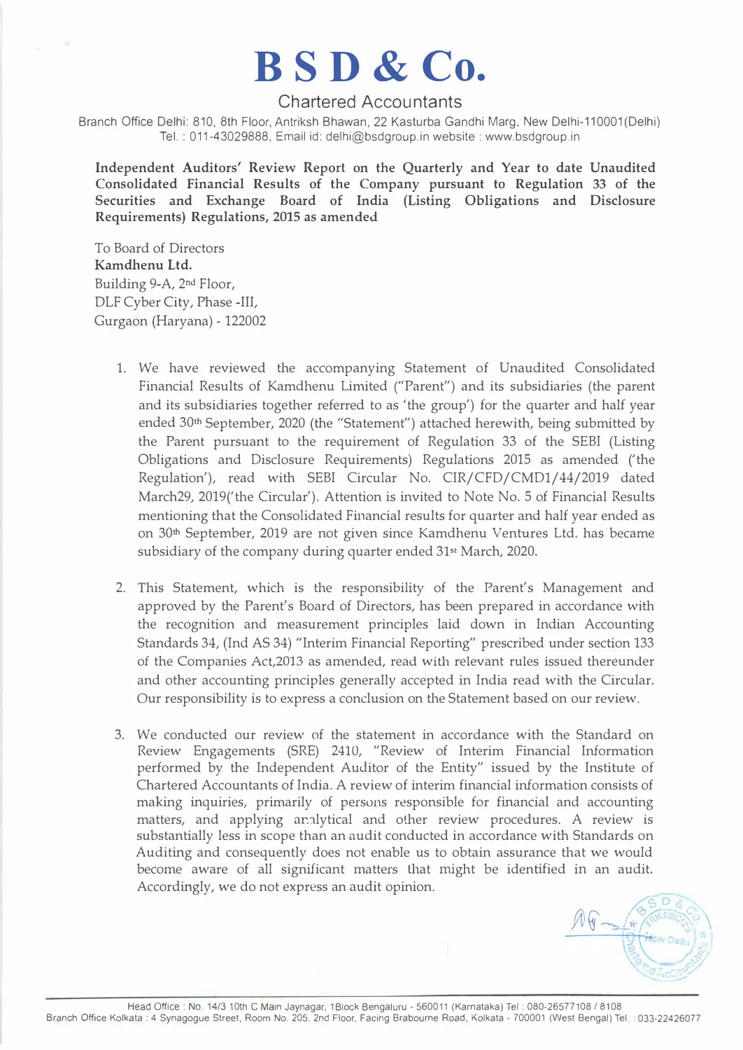# B S D & Co.

Chartered Accountants

Branch Office Delhi: 810, 8th Floor, Antriksh Bhawan, 22 Kasturba Gandhi Marg, New Delhi-110001(Delhi)
Tel. : 011-43029888, Email id: delhi@bsdgroup.in website : www.bsdgroup.in

**Independent Auditors' Review Report on the Quarterly and Year to date Unaudited Consolidated Financial Results of the Company pursuant to Regulation 33 of the Securities and Exchange Board of India (Listing Obligations and Disclosure Requirements) Regulations, 2015 as amended**

To Board of Directors
**Kamdhenu Ltd.**
Building 9-A, 2nd Floor,
DLF Cyber City, Phase -III,
Gurgaon (Haryana) - 122002

1. We have reviewed the accompanying Statement of Unaudited Consolidated Financial Results of Kamdhenu Limited ("Parent") and its subsidiaries (the parent and its subsidiaries together referred to as 'the group') for the quarter and half year ended 30th September, 2020 (the "Statement") attached herewith, being submitted by the Parent pursuant to the requirement of Regulation 33 of the SEBI (Listing Obligations and Disclosure Requirements) Regulations 2015 as amended ('the Regulation'), read with SEBI Circular No. CIR/CFD/CMD1/44/2019 dated March29, 2019('the Circular'). Attention is invited to Note No. 5 of Financial Results mentioning that the Consolidated Financial results for quarter and half year ended as on 30th September, 2019 are not given since Kamdhenu Ventures Ltd. has became subsidiary of the company during quarter ended 31st March, 2020.

2. This Statement, which is the responsibility of the Parent's Management and approved by the Parent's Board of Directors, has been prepared in accordance with the recognition and measurement principles laid down in Indian Accounting Standards 34, (Ind AS 34) "Interim Financial Reporting" prescribed under section 133 of the Companies Act,2013 as amended, read with relevant rules issued thereunder and other accounting principles generally accepted in India read with the Circular. Our responsibility is to express a conclusion on the Statement based on our review.

3. We conducted our review of the statement in accordance with the Standard on Review Engagements (SRE) 2410, "Review of Interim Financial Information performed by the Independent Auditor of the Entity" issued by the Institute of Chartered Accountants of India. A review of interim financial information consists of making inquiries, primarily of persons responsible for financial and accounting matters, and applying analytical and other review procedures. A review is substantially less in scope than an audit conducted in accordance with Standards on Auditing and consequently does not enable us to obtain assurance that we would become aware of all significant matters that might be identified in an audit. Accordingly, we do not express an audit opinion.

Head Office : No. 14/3 10th C Main Jaynagar, 1Block Bengaluru - 560011 (Karnataka) Tel : 080-26577108 / 8108
Branch Office Kolkata : 4 Synagogue Street, Room No. 205. 2nd Floor, Facing Brabourne Road, Kolkata - 700001 (West Bengal) Tel. : 033-22426077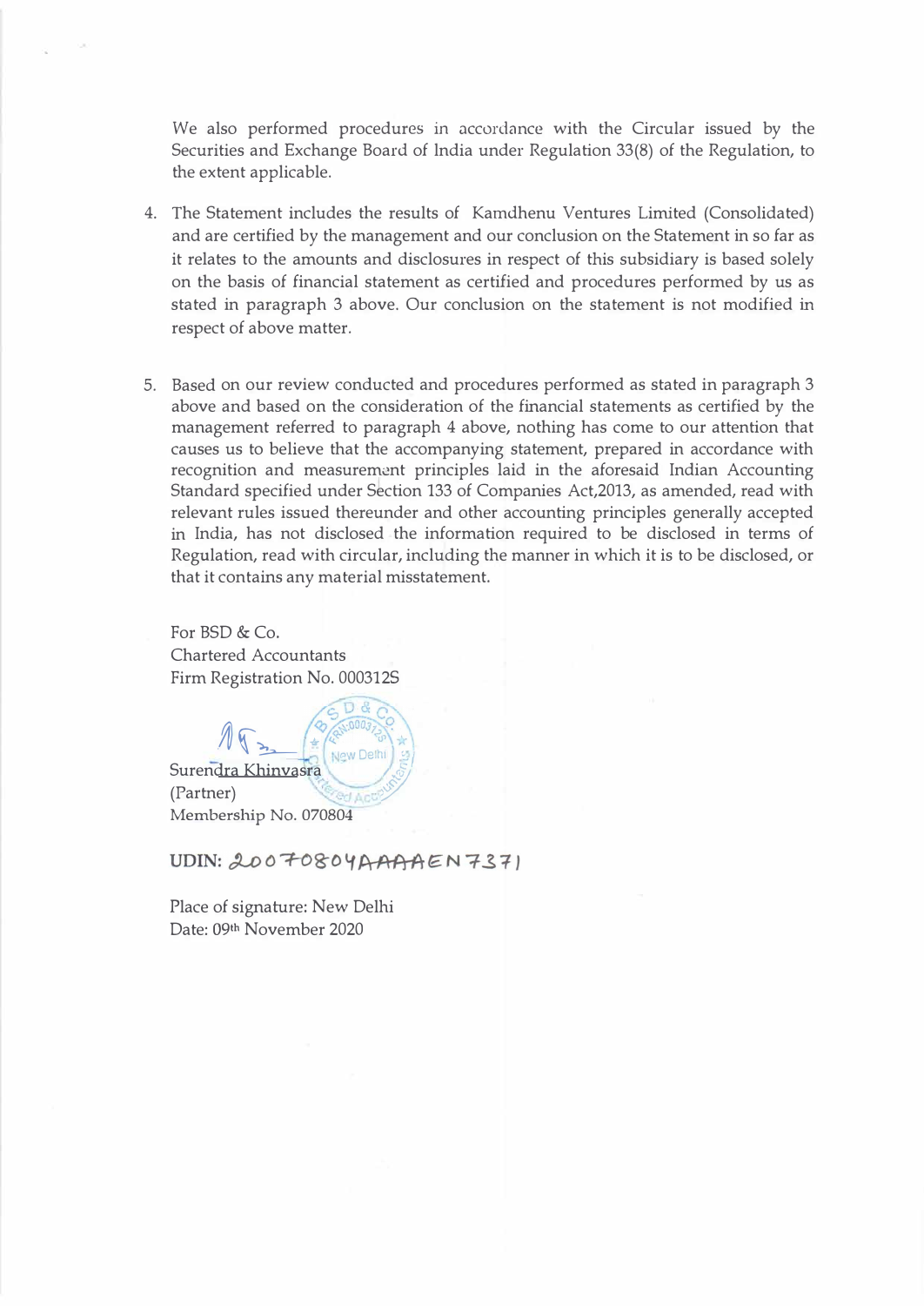We also performed procedures in accordance with the Circular issued by the Securities and Exchange Board of India under Regulation 33(8) of the Regulation, to the extent applicable.

4. The Statement includes the results of Kamdhenu Ventures Limited (Consolidated) and are certified by the management and our conclusion on the Statement in so far as it relates to the amounts and disclosures in respect of this subsidiary is based solely on the basis of financial statement as certified and procedures performed by us as stated in paragraph 3 above. Our conclusion on the statement is not modified in respect of above matter.

5. Based on our review conducted and procedures performed as stated in paragraph 3 above and based on the consideration of the financial statements as certified by the management referred to paragraph 4 above, nothing has come to our attention that causes us to believe that the accompanying statement, prepared in accordance with recognition and measurement principles laid in the aforesaid Indian Accounting Standard specified under Section 133 of Companies Act,2013, as amended, read with relevant rules issued thereunder and other accounting principles generally accepted in India, has not disclosed the information required to be disclosed in terms of Regulation, read with circular, including the manner in which it is to be disclosed, or that it contains any material misstatement.

For BSD & Co.
Chartered Accountants
Firm Registration No. 000312S

Surendra Khinvasra
(Partner)
Membership No. 070804

**UDIN:** 20070804AAAAEN7371

Place of signature: New Delhi
Date: 09th November 2020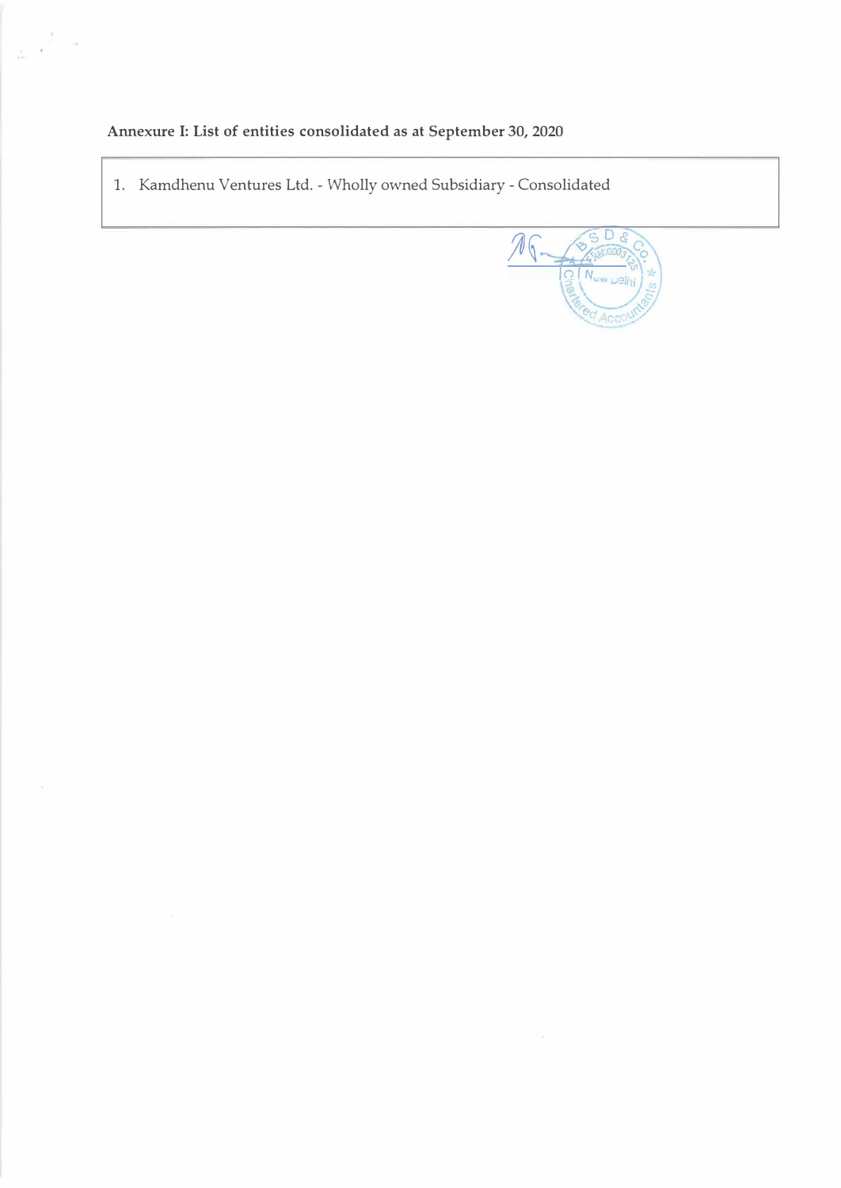**Annexure I: List of entities consolidated as at September 30, 2020**

1. Kamdhenu Ventures Ltd. - Wholly owned Subsidiary - Consolidated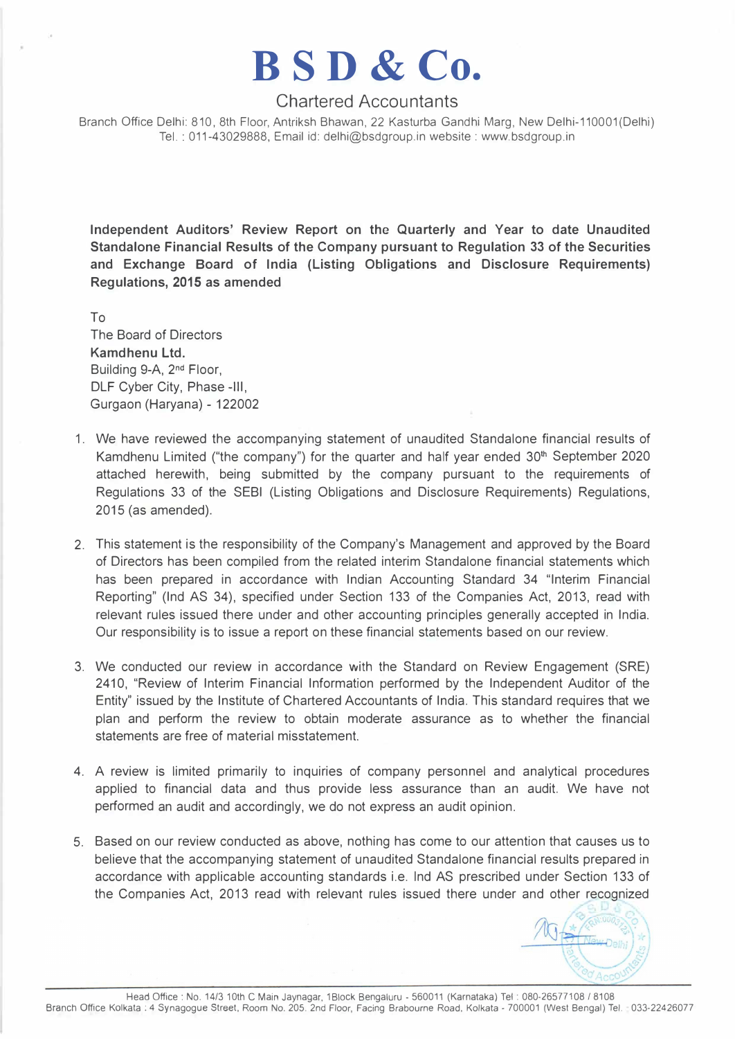# B S D & Co.

Chartered Accountants

Branch Office Delhi: 810, 8th Floor, Antriksh Bhawan, 22 Kasturba Gandhi Marg, New Delhi-110001(Delhi)
Tel. : 011-43029888, Email id: delhi@bsdgroup.in website : www.bsdgroup.in

**Independent Auditors' Review Report on the Quarterly and Year to date Unaudited Standalone Financial Results of the Company pursuant to Regulation 33 of the Securities and Exchange Board of India (Listing Obligations and Disclosure Requirements) Regulations, 2015 as amended**

To
The Board of Directors
**Kamdhenu Ltd.**
Building 9-A, 2nd Floor,
DLF Cyber City, Phase -III,
Gurgaon (Haryana) - 122002

1. We have reviewed the accompanying statement of unaudited Standalone financial results of Kamdhenu Limited ("the company") for the quarter and half year ended 30th September 2020 attached herewith, being submitted by the company pursuant to the requirements of Regulations 33 of the SEBI (Listing Obligations and Disclosure Requirements) Regulations, 2015 (as amended).

2. This statement is the responsibility of the Company's Management and approved by the Board of Directors has been compiled from the related interim Standalone financial statements which has been prepared in accordance with Indian Accounting Standard 34 "Interim Financial Reporting" (Ind AS 34), specified under Section 133 of the Companies Act, 2013, read with relevant rules issued there under and other accounting principles generally accepted in India. Our responsibility is to issue a report on these financial statements based on our review.

3. We conducted our review in accordance with the Standard on Review Engagement (SRE) 2410, "Review of Interim Financial Information performed by the Independent Auditor of the Entity" issued by the Institute of Chartered Accountants of India. This standard requires that we plan and perform the review to obtain moderate assurance as to whether the financial statements are free of material misstatement.

4. A review is limited primarily to inquiries of company personnel and analytical procedures applied to financial data and thus provide less assurance than an audit. We have not performed an audit and accordingly, we do not express an audit opinion.

5. Based on our review conducted as above, nothing has come to our attention that causes us to believe that the accompanying statement of unaudited Standalone financial results prepared in accordance with applicable accounting standards i.e. Ind AS prescribed under Section 133 of the Companies Act, 2013 read with relevant rules issued there under and other recognized

Head Office : No. 14/3 10th C Main Jaynagar, 1Block Bengaluru - 560011 (Karnataka) Tel : 080-26577108 / 8108
Branch Office Kolkata : 4 Synagogue Street, Room No. 205, 2nd Floor, Facing Brabourne Road, Kolkata - 700001 (West Bengal) Tel. : 033-22426077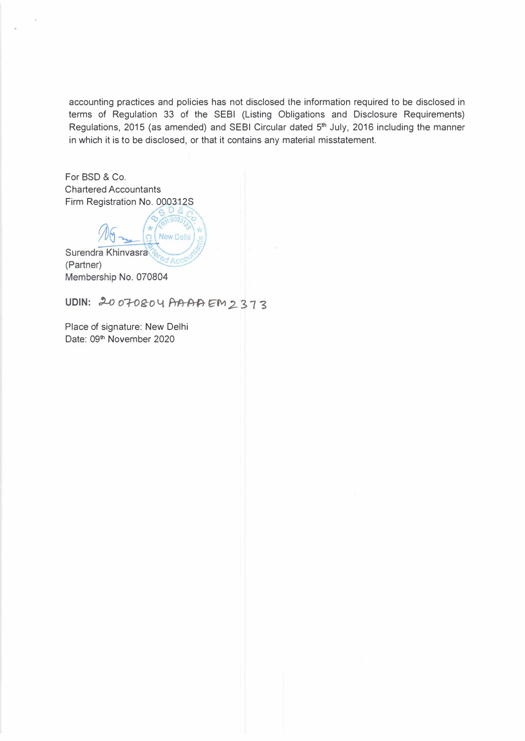accounting practices and policies has not disclosed the information required to be disclosed in terms of Regulation 33 of the SEBI (Listing Obligations and Disclosure Requirements) Regulations, 2015 (as amended) and SEBI Circular dated 5th July, 2016 including the manner in which it is to be disclosed, or that it contains any material misstatement.

For BSD & Co.
Chartered Accountants
Firm Registration No. 000312S

Surendra Khinvasra
(Partner)
Membership No. 070804

**UDIN:** 20070804AAAAEM2373

Place of signature: New Delhi
Date: 09th November 2020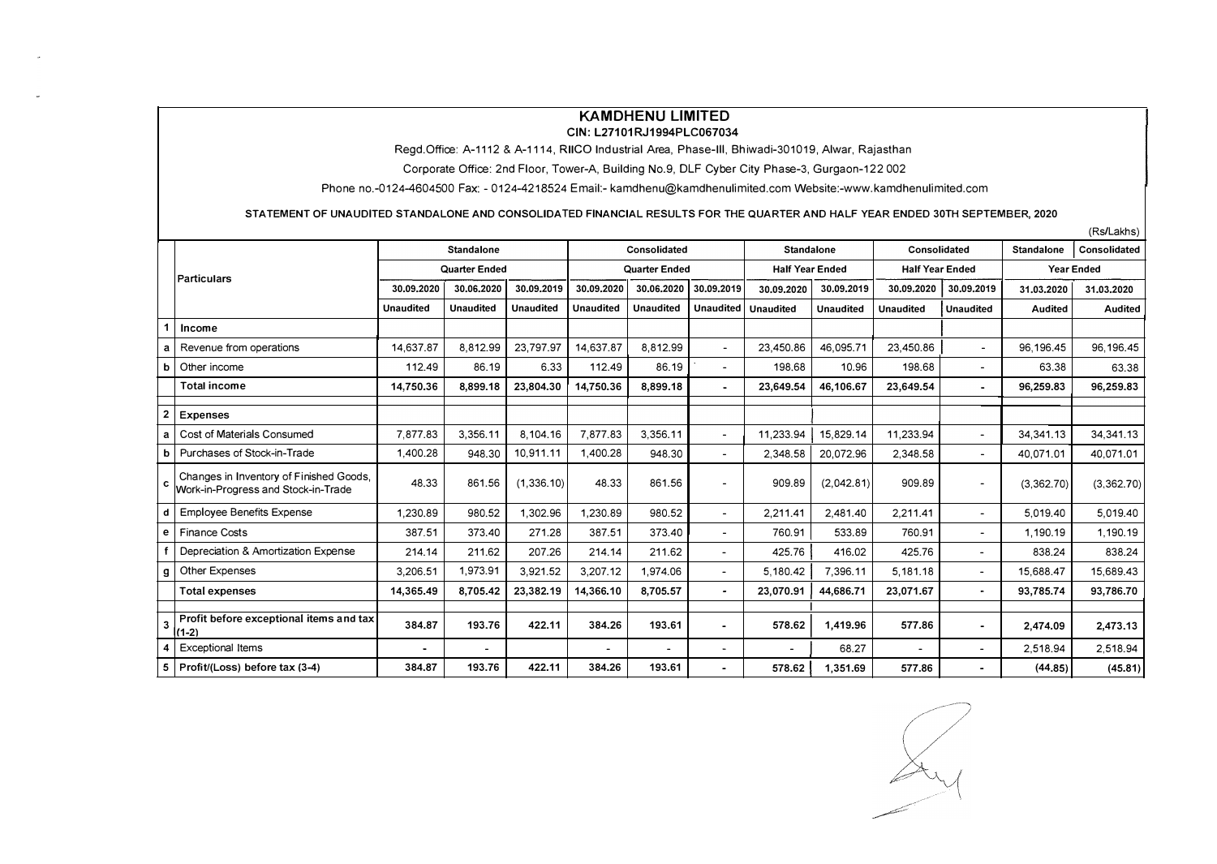# KAMDHENU LIMITED

**CIN: L27101RJ1994PLC067034**

Regd.Office: A-1112 & A-1114, RIICO Industrial Area, Phase-III, Bhiwadi-301019, Alwar, Rajasthan

Corporate Office: 2nd Floor, Tower-A, Building No.9, DLF Cyber City Phase-3, Gurgaon-122 002

Phone no.-0124-4604500 Fax: - 0124-4218524 Email:- kamdhenu@kamdhenulimited.com Website:-www.kamdhenulimited.com

**STATEMENT OF UNAUDITED STANDALONE AND CONSOLIDATED FINANCIAL RESULTS FOR THE QUARTER AND HALF YEAR ENDED 30TH SEPTEMBER, 2020**

(Rs/Lakhs)

| | Particulars | Standalone | | | Consolidated | | | Standalone | | Consolidated | | Standalone | Consolidated |
|---|---|---|---|---|---|---|---|---|---|---|---|---|---|
| | | Quarter Ended | | | Quarter Ended | | | Half Year Ended | | Half Year Ended | | Year Ended | |
| | | 30.09.2020 | 30.06.2020 | 30.09.2019 | 30.09.2020 | 30.06.2020 | 30.09.2019 | 30.09.2020 | 30.09.2019 | 30.09.2020 | 30.09.2019 | 31.03.2020 | 31.03.2020 |
| | | Unaudited | Unaudited | Unaudited | Unaudited | Unaudited | Unaudited | Unaudited | Unaudited | Unaudited | Unaudited | Audited | Audited |
| 1 | **Income** | | | | | | | | | | | | |
| a | Revenue from operations | 14,637.87 | 8,812.99 | 23,797.97 | 14,637.87 | 8,812.99 | - | 23,450.86 | 46,095.71 | 23,450.86 | - | 96,196.45 | 96,196.45 |
| b | Other income | 112.49 | 86.19 | 6.33 | 112.49 | 86.19 | - | 198.68 | 10.96 | 198.68 | - | 63.38 | 63.38 |
| | **Total income** | **14,750.36** | **8,899.18** | **23,804.30** | **14,750.36** | **8,899.18** | **-** | **23,649.54** | **46,106.67** | **23,649.54** | **-** | **96,259.83** | **96,259.83** |
| 2 | **Expenses** | | | | | | | | | | | | |
| a | Cost of Materials Consumed | 7,877.83 | 3,356.11 | 8,104.16 | 7,877.83 | 3,356.11 | - | 11,233.94 | 15,829.14 | 11,233.94 | - | 34,341.13 | 34,341.13 |
| b | Purchases of Stock-in-Trade | 1,400.28 | 948.30 | 10,911.11 | 1,400.28 | 948.30 | - | 2,348.58 | 20,072.96 | 2,348.58 | - | 40,071.01 | 40,071.01 |
| c | Changes in Inventory of Finished Goods, Work-in-Progress and Stock-in-Trade | 48.33 | 861.56 | (1,336.10) | 48.33 | 861.56 | - | 909.89 | (2,042.81) | 909.89 | - | (3,362.70) | (3,362.70) |
| d | Employee Benefits Expense | 1,230.89 | 980.52 | 1,302.96 | 1,230.89 | 980.52 | - | 2,211.41 | 2,481.40 | 2,211.41 | - | 5,019.40 | 5,019.40 |
| e | Finance Costs | 387.51 | 373.40 | 271.28 | 387.51 | 373.40 | - | 760.91 | 533.89 | 760.91 | - | 1,190.19 | 1,190.19 |
| f | Depreciation & Amortization Expense | 214.14 | 211.62 | 207.26 | 214.14 | 211.62 | - | 425.76 | 416.02 | 425.76 | - | 838.24 | 838.24 |
| g | Other Expenses | 3,206.51 | 1,973.91 | 3,921.52 | 3,207.12 | 1,974.06 | - | 5,180.42 | 7,396.11 | 5,181.18 | - | 15,688.47 | 15,689.43 |
| | **Total expenses** | **14,365.49** | **8,705.42** | **23,382.19** | **14,366.10** | **8,705.57** | **-** | **23,070.91** | **44,686.71** | **23,071.67** | **-** | **93,785.74** | **93,786.70** |
| 3 | **Profit before exceptional items and tax (1-2)** | **384.87** | **193.76** | **422.11** | **384.26** | **193.61** | **-** | **578.62** | **1,419.96** | **577.86** | **-** | **2,474.09** | **2,473.13** |
| 4 | Exceptional Items | - | - | | - | - | - | - | 68.27 | - | - | 2,518.94 | 2,518.94 |
| 5 | **Profit/(Loss) before tax (3-4)** | **384.87** | **193.76** | **422.11** | **384.26** | **193.61** | **-** | **578.62** | **1,351.69** | **577.86** | **-** | **(44.85)** | **(45.81)** |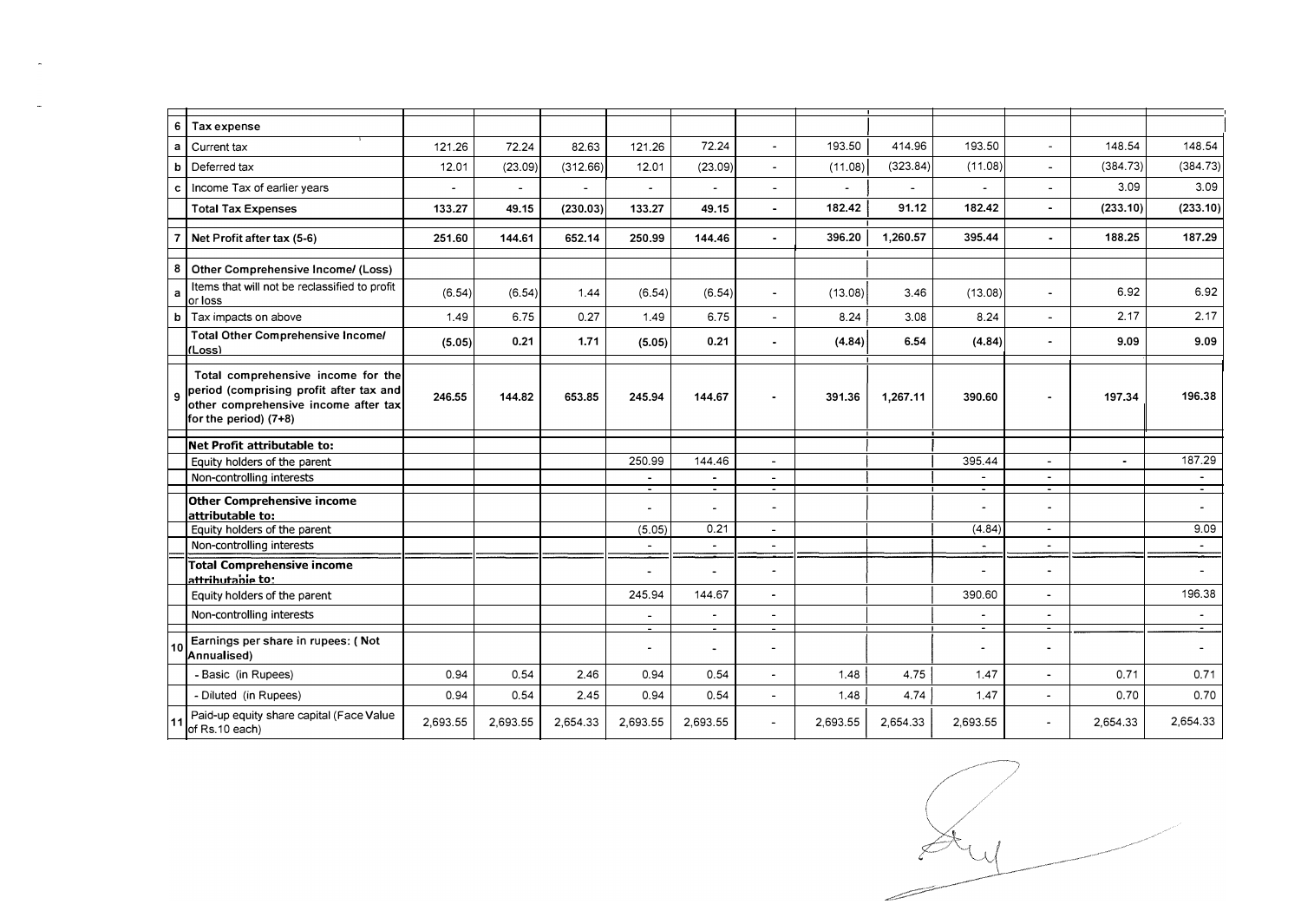| | | | | | | | | | | | | |
|---|---|---|---|---|---|---|---|---|---|---|---|---|
| 6 | **Tax expense** | | | | | | | | | | | |
| a | Current tax | 121.26 | 72.24 | 82.63 | 121.26 | 72.24 | - | 193.50 | 414.96 | 193.50 | - | 148.54 | 148.54 |
| b | Deferred tax | 12.01 | (23.09) | (312.66) | 12.01 | (23.09) | - | (11.08) | (323.84) | (11.08) | - | (384.73) | (384.73) |
| c | Income Tax of earlier years | - | - | - | - | - | - | - | - | - | - | 3.09 | 3.09 |
| | **Total Tax Expenses** | **133.27** | **49.15** | **(230.03)** | **133.27** | **49.15** | **-** | **182.42** | **91.12** | **182.42** | **-** | **(233.10)** | **(233.10)** |
| 7 | **Net Profit after tax (5-6)** | **251.60** | **144.61** | **652.14** | **250.99** | **144.46** | **-** | **396.20** | **1,260.57** | **395.44** | **-** | **188.25** | **187.29** |
| 8 | **Other Comprehensive Income/ (Loss)** | | | | | | | | | | | | |
| a | Items that will not be reclassified to profit or loss | (6.54) | (6.54) | 1.44 | (6.54) | (6.54) | - | (13.08) | 3.46 | (13.08) | - | 6.92 | 6.92 |
| b | Tax impacts on above | 1.49 | 6.75 | 0.27 | 1.49 | 6.75 | - | 8.24 | 3.08 | 8.24 | - | 2.17 | 2.17 |
| | **Total Other Comprehensive Income/ (Loss)** | **(5.05)** | **0.21** | **1.71** | **(5.05)** | **0.21** | **-** | **(4.84)** | **6.54** | **(4.84)** | **-** | **9.09** | **9.09** |
| 9 | **Total comprehensive income for the period (comprising profit after tax and other comprehensive income after tax for the period) (7+8)** | **246.55** | **144.82** | **653.85** | **245.94** | **144.67** | **-** | **391.36** | **1,267.11** | **390.60** | **-** | **197.34** | **196.38** |
| | **Net Profit attributable to:** | | | | | | | | | | | | |
| | Equity holders of the parent | | | | 250.99 | 144.46 | - | | | 395.44 | - | - | 187.29 |
| | Non-controlling interests | | | | - | - | - | | | - | - | | - |
| | **Other Comprehensive income attributable to:** | | | | - | - | - | | | - | - | | - |
| | Equity holders of the parent | | | | (5.05) | 0.21 | - | | | (4.84) | - | | 9.09 |
| | Non-controlling interests | | | | - | - | - | | | - | - | | - |
| | **Total Comprehensive income attributable to:** | | | | - | - | - | | | - | - | | - |
| | Equity holders of the parent | | | | 245.94 | 144.67 | - | | | 390.60 | - | | 196.38 |
| | Non-controlling interests | | | | - | - | - | | | - | - | | - |
| 10 | **Earnings per share in rupees: ( Not Annualised)** | | | | - | - | - | | | - | - | | - |
| | - Basic (in Rupees) | 0.94 | 0.54 | 2.46 | 0.94 | 0.54 | - | 1.48 | 4.75 | 1.47 | - | 0.71 | 0.71 |
| | - Diluted (in Rupees) | 0.94 | 0.54 | 2.45 | 0.94 | 0.54 | - | 1.48 | 4.74 | 1.47 | - | 0.70 | 0.70 |
| 11 | Paid-up equity share capital (Face Value of Rs.10 each) | 2,693.55 | 2,693.55 | 2,654.33 | 2,693.55 | 2,693.55 | - | 2,693.55 | 2,654.33 | 2,693.55 | - | 2,654.33 | 2,654.33 |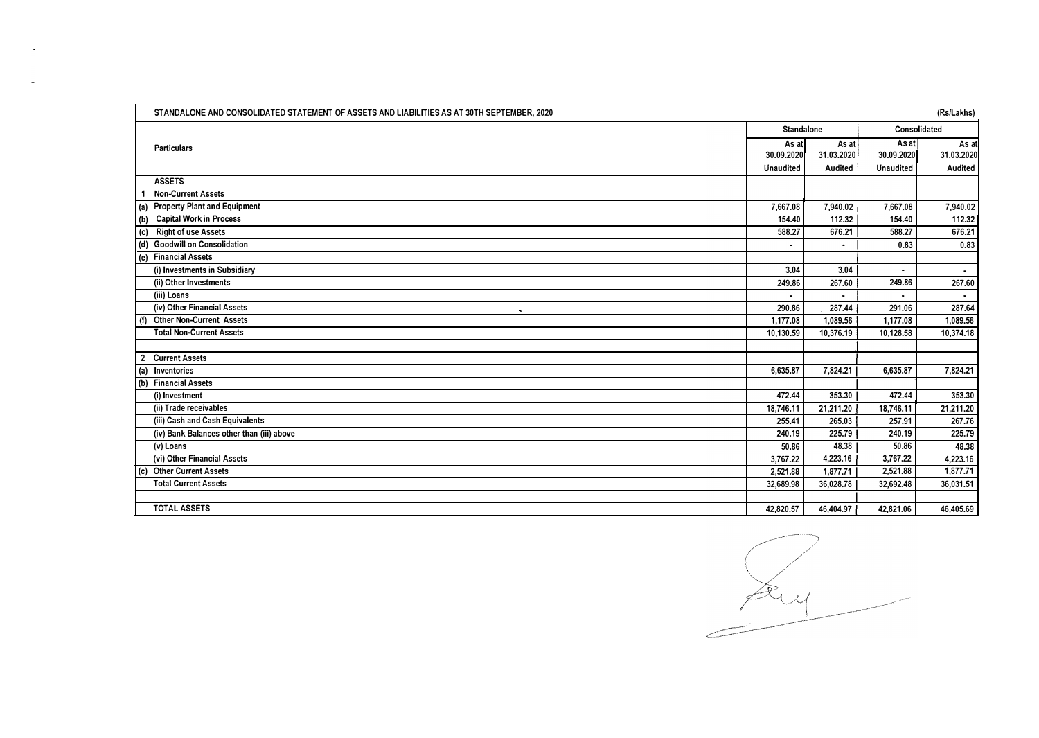| | STANDALONE AND CONSOLIDATED STATEMENT OF ASSETS AND LIABILITIES AS AT 30TH SEPTEMBER, 2020 | | | | (Rs/Lakhs) |
|---|---|---|---|---|---|
| | **Particulars** | **Standalone** | | **Consolidated** | |
| | | **As at 30.09.2020** | **As at 31.03.2020** | **As at 30.09.2020** | **As at 31.03.2020** |
| | | **Unaudited** | **Audited** | **Unaudited** | **Audited** |
| | **ASSETS** | | | | |
| 1 | **Non-Current Assets** | | | | |
| (a) | **Property Plant and Equipment** | 7,667.08 | 7,940.02 | 7,667.08 | 7,940.02 |
| (b) | **Capital Work in Process** | 154.40 | 112.32 | 154.40 | 112.32 |
| (c) | **Right of use Assets** | 588.27 | 676.21 | 588.27 | 676.21 |
| (d) | **Goodwill on Consolidation** | - | - | 0.83 | 0.83 |
| (e) | **Financial Assets** | | | | |
| | (i) Investments in Subsidiary | 3.04 | 3.04 | - | - |
| | (ii) Other Investments | 249.86 | 267.60 | 249.86 | 267.60 |
| | (iii) Loans | - | - | - | - |
| | (iv) Other Financial Assets | 290.86 | 287.44 | 291.06 | 287.64 |
| (f) | **Other Non-Current Assets** | 1,177.08 | 1,089.56 | 1,177.08 | 1,089.56 |
| | **Total Non-Current Assets** | 10,130.59 | 10,376.19 | 10,128.58 | 10,374.18 |
| | | | | | |
| 2 | **Current Assets** | | | | |
| (a) | **Inventories** | 6,635.87 | 7,824.21 | 6,635.87 | 7,824.21 |
| (b) | **Financial Assets** | | | | |
| | (i) Investment | 472.44 | 353.30 | 472.44 | 353.30 |
| | (ii) Trade receivables | 18,746.11 | 21,211.20 | 18,746.11 | 21,211.20 |
| | (iii) Cash and Cash Equivalents | 255.41 | 265.03 | 257.91 | 267.76 |
| | (iv) Bank Balances other than (iii) above | 240.19 | 225.79 | 240.19 | 225.79 |
| | (v) Loans | 50.86 | 48.38 | 50.86 | 48.38 |
| | (vi) Other Financial Assets | 3,767.22 | 4,223.16 | 3,767.22 | 4,223.16 |
| (c) | **Other Current Assets** | 2,521.88 | 1,877.71 | 2,521.88 | 1,877.71 |
| | **Total Current Assets** | 32,689.98 | 36,028.78 | 32,692.48 | 36,031.51 |
| | | | | | |
| | **TOTAL ASSETS** | 42,820.57 | 46,404.97 | 42,821.06 | 46,405.69 |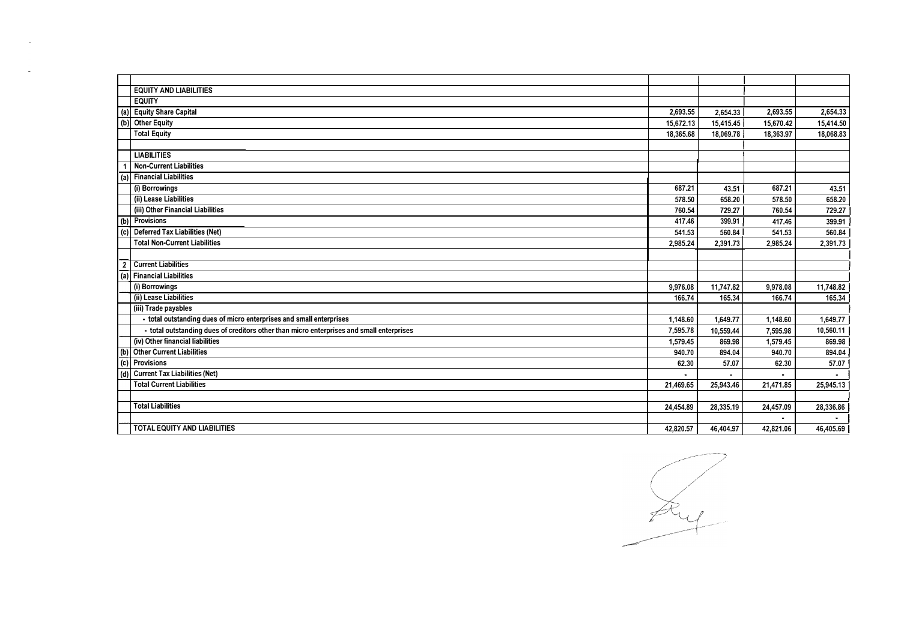| | | | | | |
|---|---|---|---|---|---|
| | **EQUITY AND LIABILITIES** | | | | |
| | **EQUITY** | | | | |
| (a) | Equity Share Capital | 2,693.55 | 2,654.33 | 2,693.55 | 2,654.33 |
| (b) | Other Equity | 15,672.13 | 15,415.45 | 15,670.42 | 15,414.50 |
| | **Total Equity** | 18,365.68 | 18,069.78 | 18,363.97 | 18,068.83 |
| | | | | | |
| | **LIABILITIES** | | | | |
| 1 | **Non-Current Liabilities** | | | | |
| (a) | Financial Liabilities | | | | |
| | (i) Borrowings | 687.21 | 43.51 | 687.21 | 43.51 |
| | (ii) Lease Liabilities | 578.50 | 658.20 | 578.50 | 658.20 |
| | (iii) Other Financial Liabilities | 760.54 | 729.27 | 760.54 | 729.27 |
| (b) | Provisions | 417.46 | 399.91 | 417.46 | 399.91 |
| (c) | Deferred Tax Liabilities (Net) | 541.53 | 560.84 | 541.53 | 560.84 |
| | **Total Non-Current Liabilities** | 2,985.24 | 2,391.73 | 2,985.24 | 2,391.73 |
| | | | | | |
| 2 | **Current Liabilities** | | | | |
| (a) | Financial Liabilities | | | | |
| | (i) Borrowings | 9,976.08 | 11,747.82 | 9,978.08 | 11,748.82 |
| | (ii) Lease Liabilities | 166.74 | 165.34 | 166.74 | 165.34 |
| | (iii) Trade payables | | | | |
| | - total outstanding dues of micro enterprises and small enterprises | 1,148.60 | 1,649.77 | 1,148.60 | 1,649.77 |
| | - total outstanding dues of creditors other than micro enterprises and small enterprises | 7,595.78 | 10,559.44 | 7,595.98 | 10,560.11 |
| | (iv) Other financial liabilities | 1,579.45 | 869.98 | 1,579.45 | 869.98 |
| (b) | Other Current Liabilities | 940.70 | 894.04 | 940.70 | 894.04 |
| (c) | Provisions | 62.30 | 57.07 | 62.30 | 57.07 |
| (d) | Current Tax Liabilities (Net) | - | - | - | - |
| | **Total Current Liabilities** | 21,469.65 | 25,943.46 | 21,471.85 | 25,945.13 |
| | | | | | |
| | **Total Liabilities** | 24,454.89 | 28,335.19 | 24,457.09 | 28,336.86 |
| | | | | - | - |
| | **TOTAL EQUITY AND LIABILITIES** | 42,820.57 | 46,404.97 | 42,821.06 | 46,405.69 |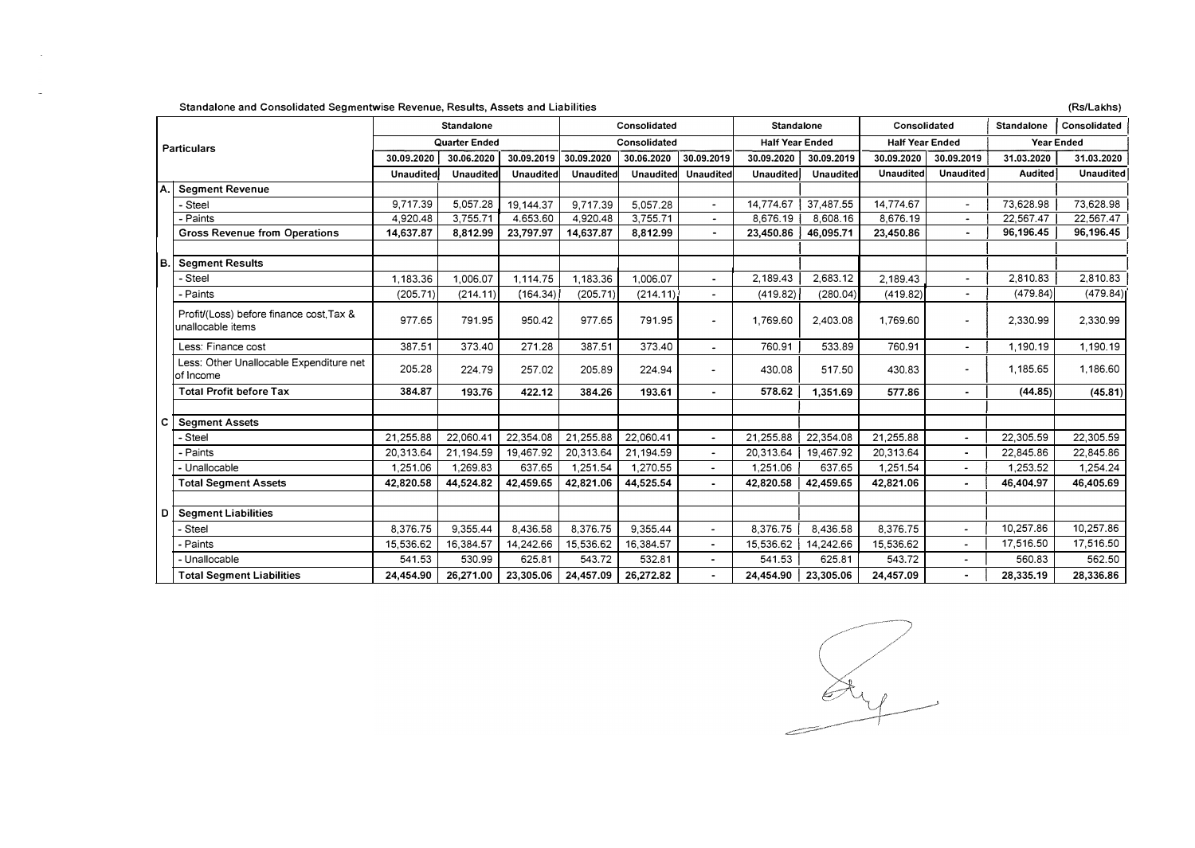Standalone and Consolidated Segmentwise Revenue, Results, Assets and Liabilities

(Rs/Lakhs)

| | Particulars | Standalone | | | Consolidated | | | Standalone | | Consolidated | | Standalone | Consolidated |
|---|---|---|---|---|---|---|---|---|---|---|---|---|---|
| | | Quarter Ended | | | Consolidated | | | Half Year Ended | | Half Year Ended | | Year Ended | |
| | | 30.09.2020 | 30.06.2020 | 30.09.2019 | 30.09.2020 | 30.06.2020 | 30.09.2019 | 30.09.2020 | 30.09.2019 | 30.09.2020 | 30.09.2019 | 31.03.2020 | 31.03.2020 |
| | | Unaudited | Unaudited | Unaudited | Unaudited | Unaudited | Unaudited | Unaudited | Unaudited | Unaudited | Unaudited | Audited | Unaudited |
| A. | **Segment Revenue** | | | | | | | | | | | | |
| | - Steel | 9,717.39 | 5,057.28 | 19,144.37 | 9,717.39 | 5,057.28 | - | 14,774.67 | 37,487.55 | 14,774.67 | - | 73,628.98 | 73,628.98 |
| | - Paints | 4,920.48 | 3,755.71 | 4,653.60 | 4,920.48 | 3,755.71 | - | 8,676.19 | 8,608.16 | 8,676.19 | - | 22,567.47 | 22,567.47 |
| | **Gross Revenue from Operations** | **14,637.87** | **8,812.99** | **23,797.97** | **14,637.87** | **8,812.99** | **-** | **23,450.86** | **46,095.71** | **23,450.86** | **-** | **96,196.45** | **96,196.45** |
| B. | **Segment Results** | | | | | | | | | | | | |
| | - Steel | 1,183.36 | 1,006.07 | 1,114.75 | 1,183.36 | 1,006.07 | - | 2,189.43 | 2,683.12 | 2,189.43 | - | 2,810.83 | 2,810.83 |
| | - Paints | (205.71) | (214.11) | (164.34) | (205.71) | (214.11) | - | (419.82) | (280.04) | (419.82) | - | (479.84) | (479.84) |
| | Profit/(Loss) before finance cost,Tax & unallocable items | 977.65 | 791.95 | 950.42 | 977.65 | 791.95 | - | 1,769.60 | 2,403.08 | 1,769.60 | - | 2,330.99 | 2,330.99 |
| | Less: Finance cost | 387.51 | 373.40 | 271.28 | 387.51 | 373.40 | - | 760.91 | 533.89 | 760.91 | - | 1,190.19 | 1,190.19 |
| | Less: Other Unallocable Expenditure net of Income | 205.28 | 224.79 | 257.02 | 205.89 | 224.94 | - | 430.08 | 517.50 | 430.83 | - | 1,185.65 | 1,186.60 |
| | **Total Profit before Tax** | **384.87** | **193.76** | **422.12** | **384.26** | **193.61** | **-** | **578.62** | **1,351.69** | **577.86** | **-** | **(44.85)** | **(45.81)** |
| C | **Segment Assets** | | | | | | | | | | | | |
| | - Steel | 21,255.88 | 22,060.41 | 22,354.08 | 21,255.88 | 22,060.41 | - | 21,255.88 | 22,354.08 | 21,255.88 | - | 22,305.59 | 22,305.59 |
| | - Paints | 20,313.64 | 21,194.59 | 19,467.92 | 20,313.64 | 21,194.59 | - | 20,313.64 | 19,467.92 | 20,313.64 | - | 22,845.86 | 22,845.86 |
| | - Unallocable | 1,251.06 | 1,269.83 | 637.65 | 1,251.54 | 1,270.55 | - | 1,251.06 | 637.65 | 1,251.54 | - | 1,253.52 | 1,254.24 |
| | **Total Segment Assets** | **42,820.58** | **44,524.82** | **42,459.65** | **42,821.06** | **44,525.54** | **-** | **42,820.58** | **42,459.65** | **42,821.06** | **-** | **46,404.97** | **46,405.69** |
| D | **Segment Liabilities** | | | | | | | | | | | | |
| | - Steel | 8,376.75 | 9,355.44 | 8,436.58 | 8,376.75 | 9,355.44 | - | 8,376.75 | 8,436.58 | 8,376.75 | - | 10,257.86 | 10,257.86 |
| | - Paints | 15,536.62 | 16,384.57 | 14,242.66 | 15,536.62 | 16,384.57 | - | 15,536.62 | 14,242.66 | 15,536.62 | - | 17,516.50 | 17,516.50 |
| | - Unallocable | 541.53 | 530.99 | 625.81 | 543.72 | 532.81 | - | 541.53 | 625.81 | 543.72 | - | 560.83 | 562.50 |
| | **Total Segment Liabilities** | **24,454.90** | **26,271.00** | **23,305.06** | **24,457.09** | **26,272.82** | **-** | **24,454.90** | **23,305.06** | **24,457.09** | **-** | **28,335.19** | **28,336.86** |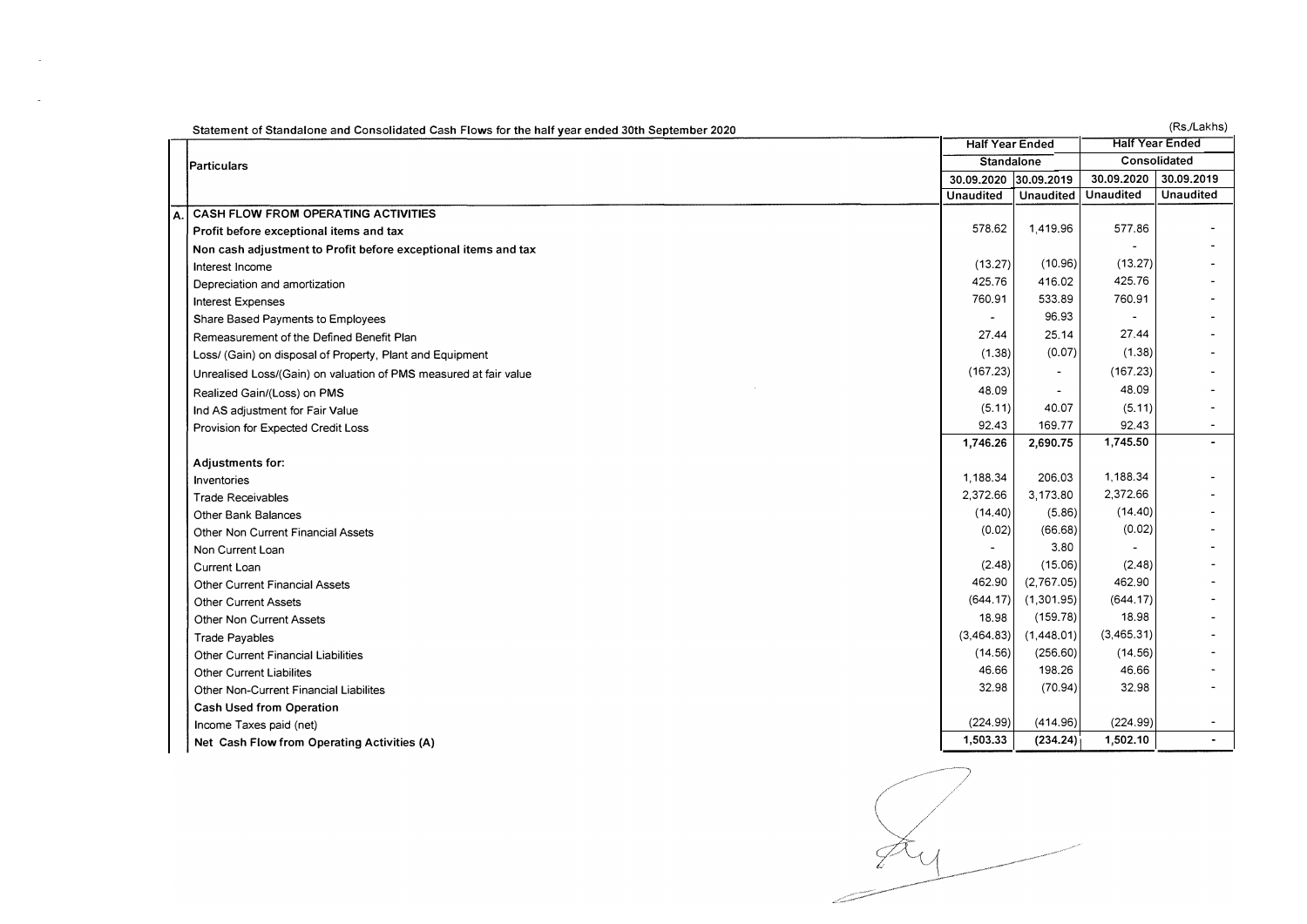Statement of Standalone and Consolidated Cash Flows for the half year ended 30th September 2020

(Rs./Lakhs)

| | Particulars | Half Year Ended | | Half Year Ended | |
|---|---|---|---|---|---|
| | | Standalone | | Consolidated | |
| | | 30.09.2020 | 30.09.2019 | 30.09.2020 | 30.09.2019 |
| | | Unaudited | Unaudited | Unaudited | Unaudited |
| A. | **CASH FLOW FROM OPERATING ACTIVITIES** | | | | |
| | **Profit before exceptional items and tax** | 578.62 | 1,419.96 | 577.86 | - |
| | **Non cash adjustment to Profit before exceptional items and tax** | | | - | - |
| | Interest Income | (13.27) | (10.96) | (13.27) | - |
| | Depreciation and amortization | 425.76 | 416.02 | 425.76 | - |
| | Interest Expenses | 760.91 | 533.89 | 760.91 | - |
| | Share Based Payments to Employees | - | 96.93 | - | - |
| | Remeasurement of the Defined Benefit Plan | 27.44 | 25.14 | 27.44 | - |
| | Loss/ (Gain) on disposal of Property, Plant and Equipment | (1.38) | (0.07) | (1.38) | - |
| | Unrealised Loss/(Gain) on valuation of PMS measured at fair value | (167.23) | - | (167.23) | - |
| | Realized Gain/(Loss) on PMS | 48.09 | - | 48.09 | - |
| | Ind AS adjustment for Fair Value | (5.11) | 40.07 | (5.11) | - |
| | Provision for Expected Credit Loss | 92.43 | 169.77 | 92.43 | - |
| | | **1,746.26** | **2,690.75** | **1,745.50** | - |
| | **Adjustments for:** | | | | |
| | Inventories | 1,188.34 | 206.03 | 1,188.34 | - |
| | Trade Receivables | 2,372.66 | 3,173.80 | 2,372.66 | - |
| | Other Bank Balances | (14.40) | (5.86) | (14.40) | - |
| | Other Non Current Financial Assets | (0.02) | (66.68) | (0.02) | - |
| | Non Current Loan | - | 3.80 | - | - |
| | Current Loan | (2.48) | (15.06) | (2.48) | - |
| | Other Current Financial Assets | 462.90 | (2,767.05) | 462.90 | - |
| | Other Current Assets | (644.17) | (1,301.95) | (644.17) | - |
| | Other Non Current Assets | 18.98 | (159.78) | 18.98 | - |
| | Trade Payables | (3,464.83) | (1,448.01) | (3,465.31) | - |
| | Other Current Financial Liabilities | (14.56) | (256.60) | (14.56) | - |
| | Other Current Liabilites | 46.66 | 198.26 | 46.66 | - |
| | Other Non-Current Financial Liabilites | 32.98 | (70.94) | 32.98 | - |
| | **Cash Used from Operation** | | | | |
| | Income Taxes paid (net) | (224.99) | (414.96) | (224.99) | - |
| | **Net Cash Flow from Operating Activities (A)** | **1,503.33** | **(234.24)** | **1,502.10** | - |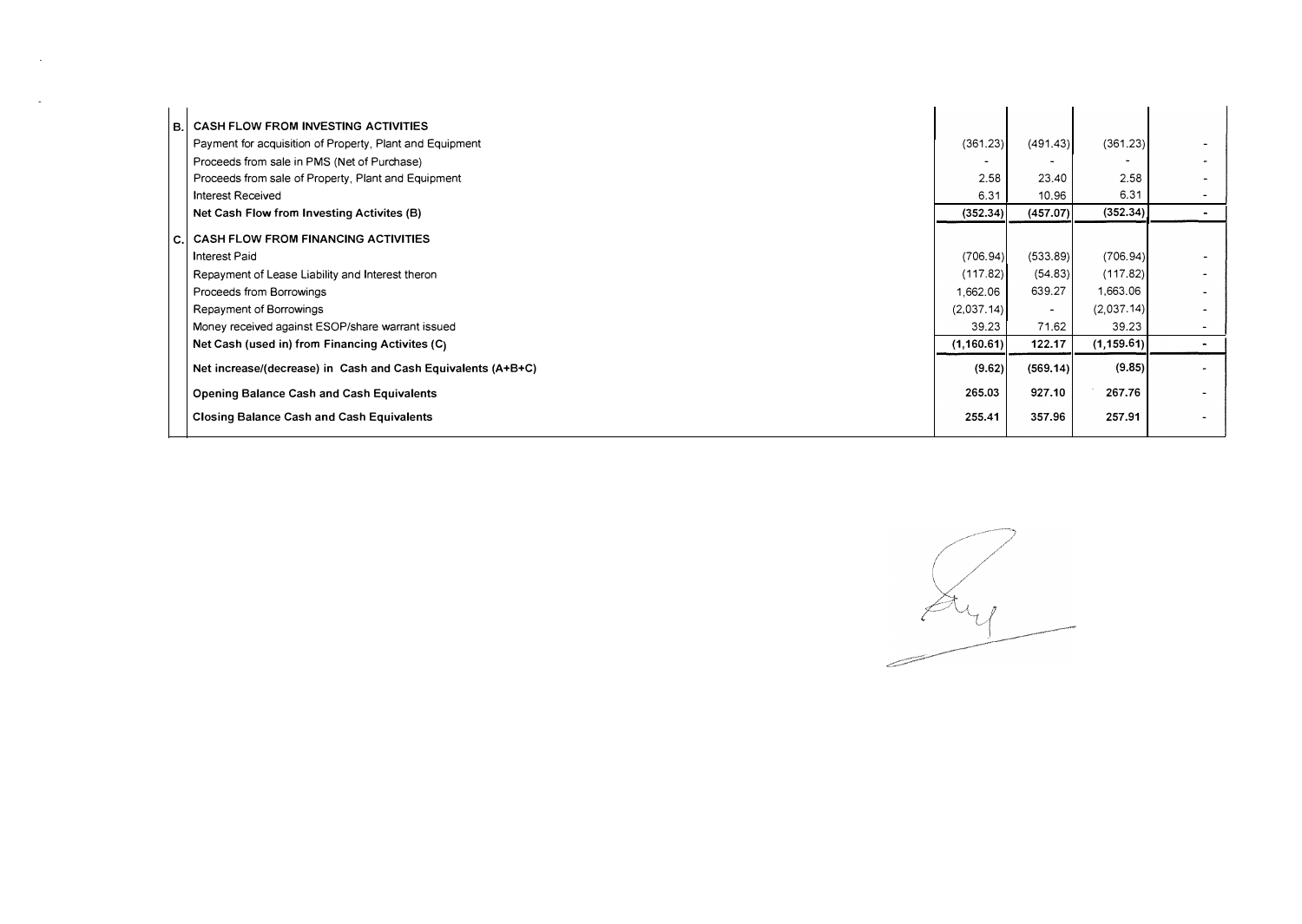| | | | | | |
|---|---|---|---|---|---|
| **B.** | **CASH FLOW FROM INVESTING ACTIVITIES** | | | | |
| | Payment for acquisition of Property, Plant and Equipment | (361.23) | (491.43) | (361.23) | - |
| | Proceeds from sale in PMS (Net of Purchase) | - | - | - | - |
| | Proceeds from sale of Property, Plant and Equipment | 2.58 | 23.40 | 2.58 | - |
| | Interest Received | 6.31 | 10.96 | 6.31 | - |
| | **Net Cash Flow from Investing Activites (B)** | **(352.34)** | **(457.07)** | **(352.34)** | **-** |
| **C.** | **CASH FLOW FROM FINANCING ACTIVITIES** | | | | |
| | Interest Paid | (706.94) | (533.89) | (706.94) | - |
| | Repayment of Lease Liability and Interest theron | (117.82) | (54.83) | (117.82) | - |
| | Proceeds from Borrowings | 1,662.06 | 639.27 | 1,663.06 | - |
| | Repayment of Borrowings | (2,037.14) | - | (2,037.14) | - |
| | Money received against ESOP/share warrant issued | 39.23 | 71.62 | 39.23 | - |
| | **Net Cash (used in) from Financing Activites (C)** | **(1,160.61)** | **122.17** | **(1,159.61)** | **-** |
| | **Net increase/(decrease) in Cash and Cash Equivalents (A+B+C)** | **(9.62)** | **(569.14)** | **(9.85)** | **-** |
| | **Opening Balance Cash and Cash Equivalents** | **265.03** | **927.10** | **267.76** | **-** |
| | **Closing Balance Cash and Cash Equivalents** | **255.41** | **357.96** | **257.91** | **-** |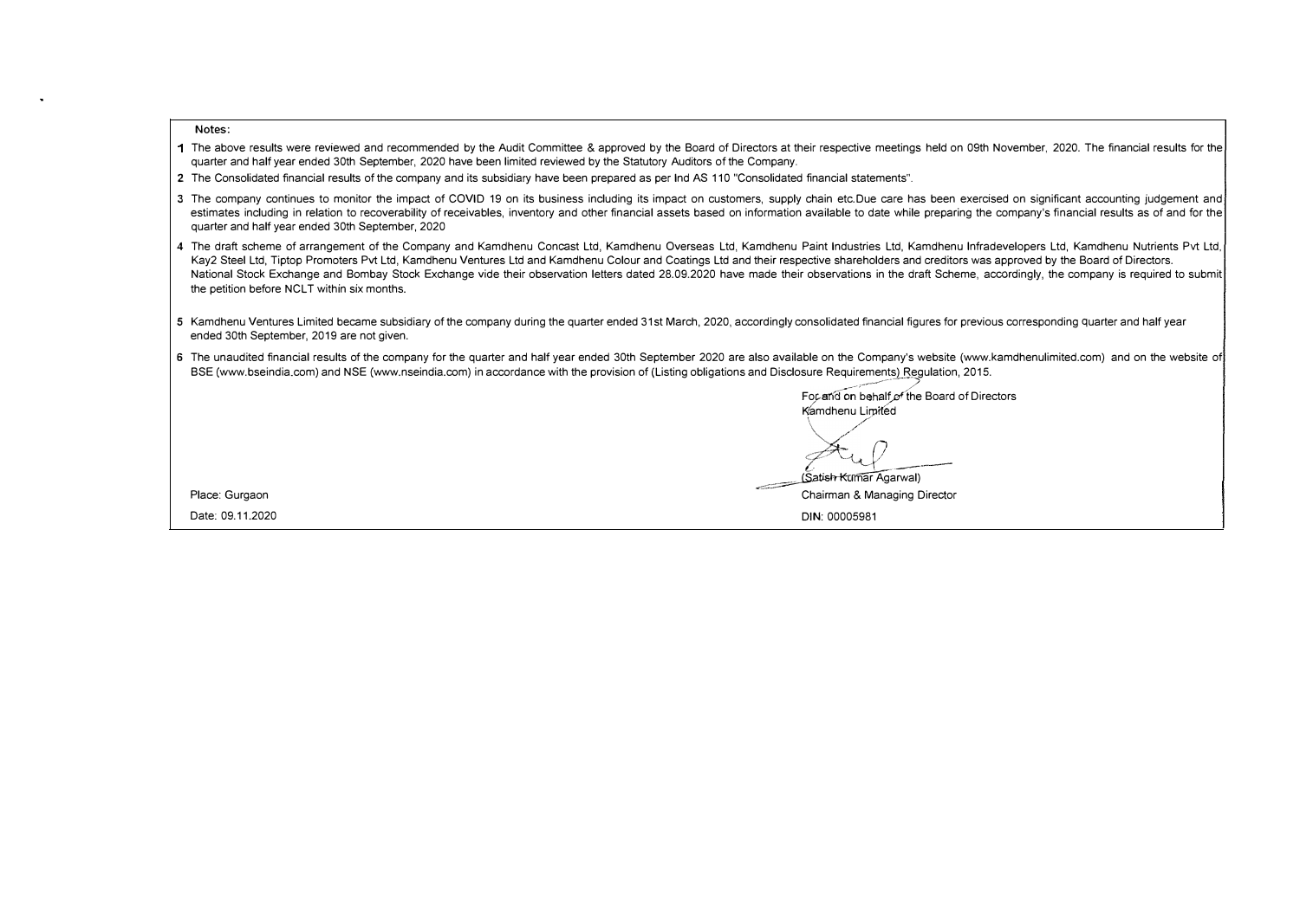**Notes:**

1. The above results were reviewed and recommended by the Audit Committee & approved by the Board of Directors at their respective meetings held on 09th November, 2020. The financial results for the quarter and half year ended 30th September, 2020 have been limited reviewed by the Statutory Auditors of the Company.
2. The Consolidated financial results of the company and its subsidiary have been prepared as per Ind AS 110 "Consolidated financial statements".
3. The company continues to monitor the impact of COVID 19 on its business including its impact on customers, supply chain etc.Due care has been exercised on significant accounting judgement and estimates including in relation to recoverability of receivables, inventory and other financial assets based on information available to date while preparing the company's financial results as of and for the quarter and half year ended 30th September, 2020
4. The draft scheme of arrangement of the Company and Kamdhenu Concast Ltd, Kamdhenu Overseas Ltd, Kamdhenu Paint Industries Ltd, Kamdhenu Infradevelopers Ltd, Kamdhenu Nutrients Pvt Ltd, Kay2 Steel Ltd, Tiptop Promoters Pvt Ltd, Kamdhenu Ventures Ltd and Kamdhenu Colour and Coatings Ltd and their respective shareholders and creditors was approved by the Board of Directors. National Stock Exchange and Bombay Stock Exchange vide their observation letters dated 28.09.2020 have made their observations in the draft Scheme, accordingly, the company is required to submit the petition before NCLT within six months.
5. Kamdhenu Ventures Limited became subsidiary of the company during the quarter ended 31st March, 2020, accordingly consolidated financial figures for previous corresponding quarter and half year ended 30th September, 2019 are not given.
6. The unaudited financial results of the company for the quarter and half year ended 30th September 2020 are also available on the Company's website (www.kamdhenulimited.com) and on the website of BSE (www.bseindia.com) and NSE (www.nseindia.com) in accordance with the provision of (Listing obligations and Disclosure Requirements) Regulation, 2015.

For and on behalf of the Board of Directors
Kamdhenu Limited

(Satish Kumar Agarwal)
Chairman & Managing Director
DIN: 00005981

Place: Gurgaon
Date: 09.11.2020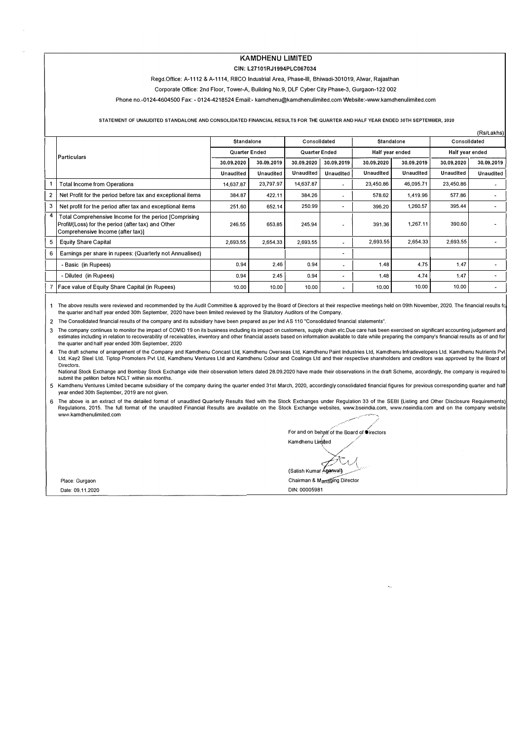# KAMDHENU LIMITED

**CIN: L27101RJ1994PLC067034**

Regd.Office: A-1112 & A-1114, RIICO Industrial Area, Phase-III, Bhiwadi-301019, Alwar, Rajasthan

Corporate Office: 2nd Floor, Tower-A, Building No.9, DLF Cyber City Phase-3, Gurgaon-122 002

Phone no.-0124-4604500 Fax: - 0124-4218524 Email:- kamdhenu@kamdhenulimited.com Website:-www.kamdhenulimited.com

**STATEMENT OF UNAUDITED STANDALONE AND CONSOLIDATED FINANCIAL RESULTS FOR THE QUARTER AND HALF YEAR ENDED 30TH SEPTEMBER, 2020**

(Rs/Lakhs)

| | Particulars | Standalone | | Consolidated | | Standalone | | Consolidated | |
|---|---|---|---|---|---|---|---|---|---|
| | | Quarter Ended | | Quarter Ended | | Half year ended | | Half year ended | |
| | | 30.09.2020 | 30.09.2019 | 30.09.2020 | 30.09.2019 | 30.09.2020 | 30.09.2019 | 30.09.2020 | 30.09.2019 |
| | | Unaudited | Unaudited | Unaudited | Unaudited | Unaudited | Unaudited | Unaudited | Unaudited |
| 1 | Total Income from Operations | 14,637.87 | 23,797.97 | 14,637.87 | - | 23,450.86 | 46,095.71 | 23,450.86 | - |
| 2 | Net Profit for the period before tax and exceptional items | 384.87 | 422.11 | 384.26 | - | 578.62 | 1,419.96 | 577.86 | - |
| 3 | Net profit for the period after tax and exceptional items | 251.60 | 652.14 | 250.99 | - | 396.20 | 1,260.57 | 395.44 | - |
| 4 | Total Comprehensive Income for the period [Comprising Profit/(Loss) for the period (after tax) and Other Comprehensive Income (after tax)] | 246.55 | 653.85 | 245.94 | - | 391.36 | 1,267.11 | 390.60 | - |
| 5 | Equity Share Capital | 2,693.55 | 2,654.33 | 2,693.55 | - | 2,693.55 | 2,654.33 | 2,693.55 | - |
| 6 | Earnings per share in rupees: (Quarterly not Annualised) | | | | - | | | | |
| | - Basic (in Rupees) | 0.94 | 2.46 | 0.94 | - | 1.48 | 4.75 | 1.47 | - |
| | - Diluted (in Rupees) | 0.94 | 2.45 | 0.94 | - | 1.48 | 4.74 | 1.47 | - |
| 7 | Face value of Equity Share Capital (in Rupees) | 10.00 | 10.00 | 10.00 | - | 10.00 | 10.00 | 10.00 | - |

1. The above results were reviewed and recommended by the Audit Committee & approved by the Board of Directors at their respective meetings held on 09th November, 2020. The financial results for the quarter and half year ended 30th September, 2020 have been limited reviewed by the Statutory Auditors of the Company.
2. The Consolidated financial results of the company and its subsidiary have been prepared as per Ind AS 110 "Consolidated financial statements".
3. The company continues to monitor the impact of COVID 19 on its business including its impact on customers, supply chain etc.Due care has been exercised on significant accounting judgement and estimates including in relation to recoverability of receivables, inventory and other financial assets based on information available to date while preparing the company's financial results as of and for the quarter and half year ended 30th September, 2020
4. The draft scheme of arrangement of the Company and Kamdhenu Concast Ltd, Kamdhenu Overseas Ltd, Kamdhenu Paint Industries Ltd, Kamdhenu Infradevelopers Ltd, Kamdhenu Nutrients Pvt Ltd, Kay2 Steel Ltd, Tiptop Promoters Pvt Ltd, Kamdhenu Ventures Ltd and Kamdhenu Colour and Coatings Ltd and their respective shareholders and creditors was approved by the Board of Directors.
   National Stock Exchange and Bombay Stock Exchange vide their observation letters dated 28.09.2020 have made their observations in the draft Scheme, accordingly, the company is required to submit the petition before NCLT within six months.
5. Kamdhenu Ventures Limited became subsidiary of the company during the quarter ended 31st March, 2020, accordingly consolidated financial figures for previous corresponding quarter and half year ended 30th September, 2019 are not given.
6. The above is an extract of the detailed format of unaudited Quarterly Results filed with the Stock Exchanges under Regulation 33 of the SEBI (Listing and Other Disclosure Requirements) Regulations, 2015. The full format of the unaudited Financial Results are available on the Stock Exchange websites, www.bseindia.com, www.nseindia.com and on the company website www.kamdhenulimited.com

For and on behalf of the Board of Directors
Kamdhenu Limited

(Satish Kumar Agarwal)
Chairman & Managing Director
DIN: 00005981

Place: Gurgaon
Date: 09.11.2020